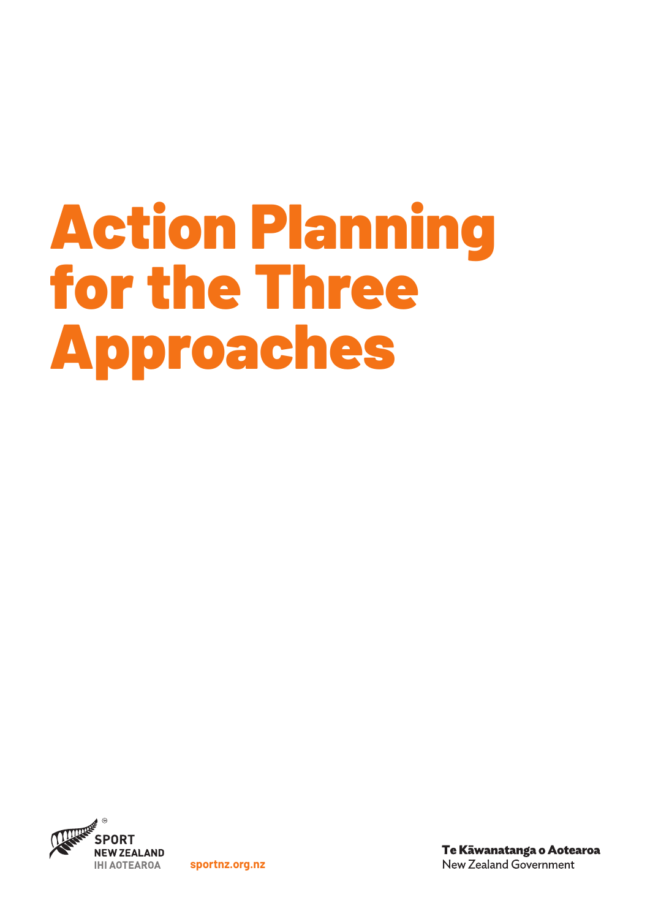# Action Planning for the Three Approaches

SPORT NEW ZEALAND
IHI AOTEAROA

sportnz.org.nz

Te Kāwanatanga o Aotearoa
New Zealand Government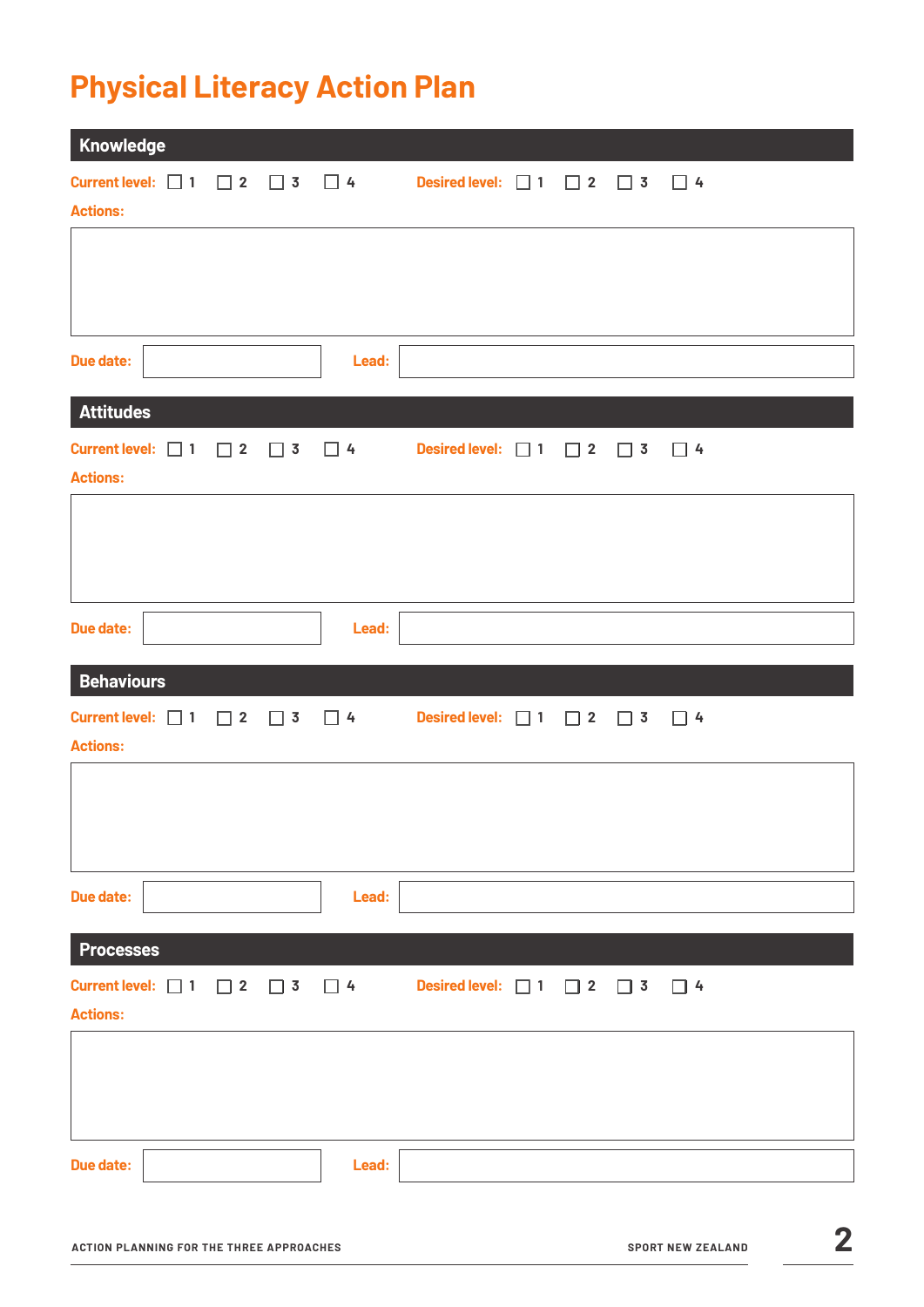# Physical Literacy Action Plan

## Knowledge

**Current level:** ☐ 1 ☐ 2 ☐ 3 ☐ 4 **Desired level:** ☐ 1 ☐ 2 ☐ 3 ☐ 4

**Actions:**

**Due date:** **Lead:**

## Attitudes

**Current level:** ☐ 1 ☐ 2 ☐ 3 ☐ 4 **Desired level:** ☐ 1 ☐ 2 ☐ 3 ☐ 4

**Actions:**

**Due date:** **Lead:**

## Behaviours

**Current level:** ☐ 1 ☐ 2 ☐ 3 ☐ 4 **Desired level:** ☐ 1 ☐ 2 ☐ 3 ☐ 4

**Actions:**

**Due date:** **Lead:**

## Processes

**Current level:** ☐ 1 ☐ 2 ☐ 3 ☐ 4 **Desired level:** ☐ 1 ☐ 2 ☐ 3 ☐ 4

**Actions:**

**Due date:** **Lead:**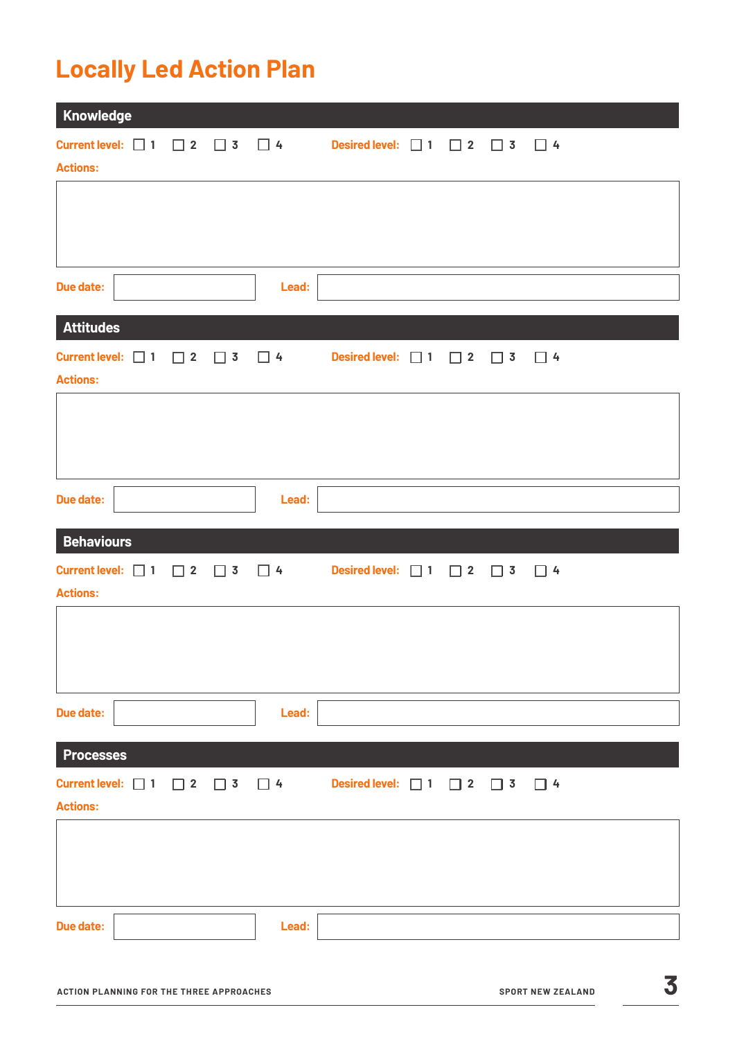# Locally Led Action Plan

## Knowledge

**Current level:** ☐ 1 ☐ 2 ☐ 3 ☐ 4 **Desired level:** ☐ 1 ☐ 2 ☐ 3 ☐ 4

**Actions:**

**Due date:** **Lead:**

## Attitudes

**Current level:** ☐ 1 ☐ 2 ☐ 3 ☐ 4 **Desired level:** ☐ 1 ☐ 2 ☐ 3 ☐ 4

**Actions:**

**Due date:** **Lead:**

## Behaviours

**Current level:** ☐ 1 ☐ 2 ☐ 3 ☐ 4 **Desired level:** ☐ 1 ☐ 2 ☐ 3 ☐ 4

**Actions:**

**Due date:** **Lead:**

## Processes

**Current level:** ☐ 1 ☐ 2 ☐ 3 ☐ 4 **Desired level:** ☐ 1 ☐ 2 ☐ 3 ☐ 4

**Actions:**

**Due date:** **Lead:**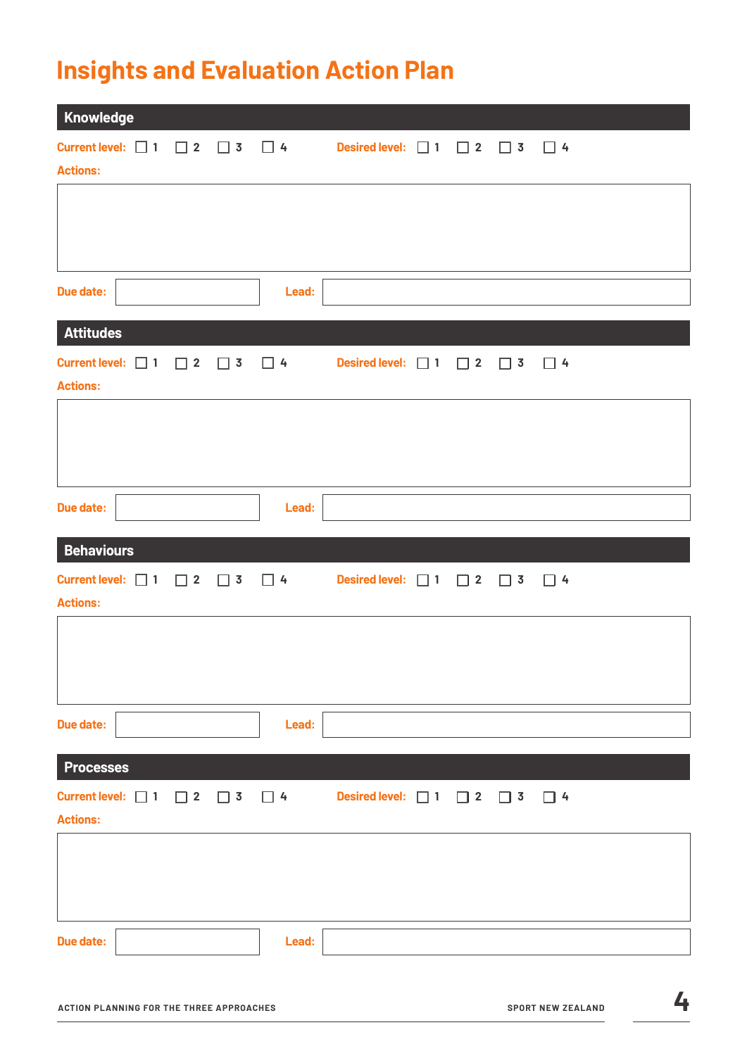# Insights and Evaluation Action Plan

## Knowledge

**Current level:** ☐ 1 ☐ 2 ☐ 3 ☐ 4 **Desired level:** ☐ 1 ☐ 2 ☐ 3 ☐ 4

**Actions:**

**Due date:** **Lead:**

## Attitudes

**Current level:** ☐ 1 ☐ 2 ☐ 3 ☐ 4 **Desired level:** ☐ 1 ☐ 2 ☐ 3 ☐ 4

**Actions:**

**Due date:** **Lead:**

## Behaviours

**Current level:** ☐ 1 ☐ 2 ☐ 3 ☐ 4 **Desired level:** ☐ 1 ☐ 2 ☐ 3 ☐ 4

**Actions:**

**Due date:** **Lead:**

## Processes

**Current level:** ☐ 1 ☐ 2 ☐ 3 ☐ 4 **Desired level:** ☐ 1 ☐ 2 ☐ 3 ☐ 4

**Actions:**

**Due date:** **Lead:**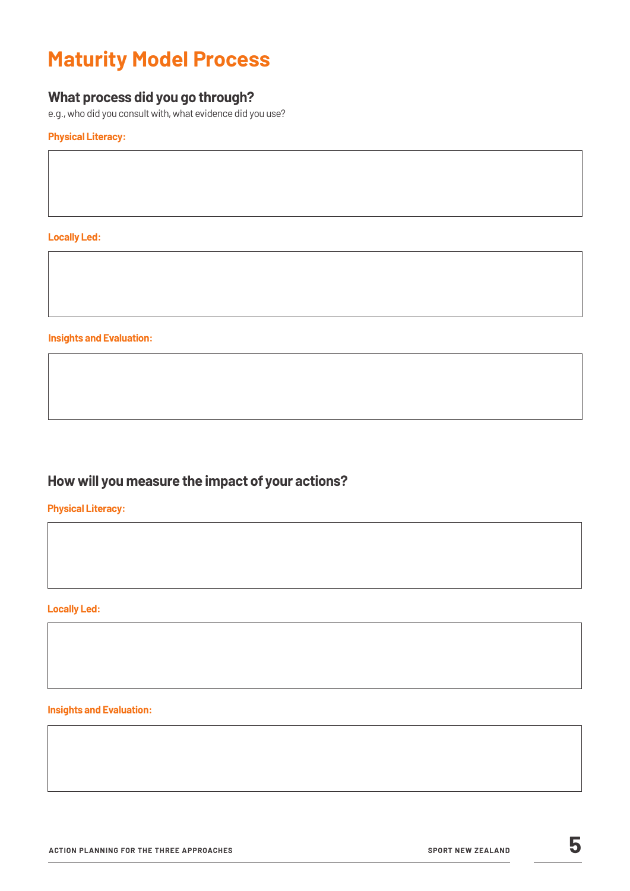# Maturity Model Process

## What process did you go through?

e.g., who did you consult with, what evidence did you use?

**Physical Literacy:**

**Locally Led:**

**Insights and Evaluation:**

## How will you measure the impact of your actions?

**Physical Literacy:**

**Locally Led:**

**Insights and Evaluation:**